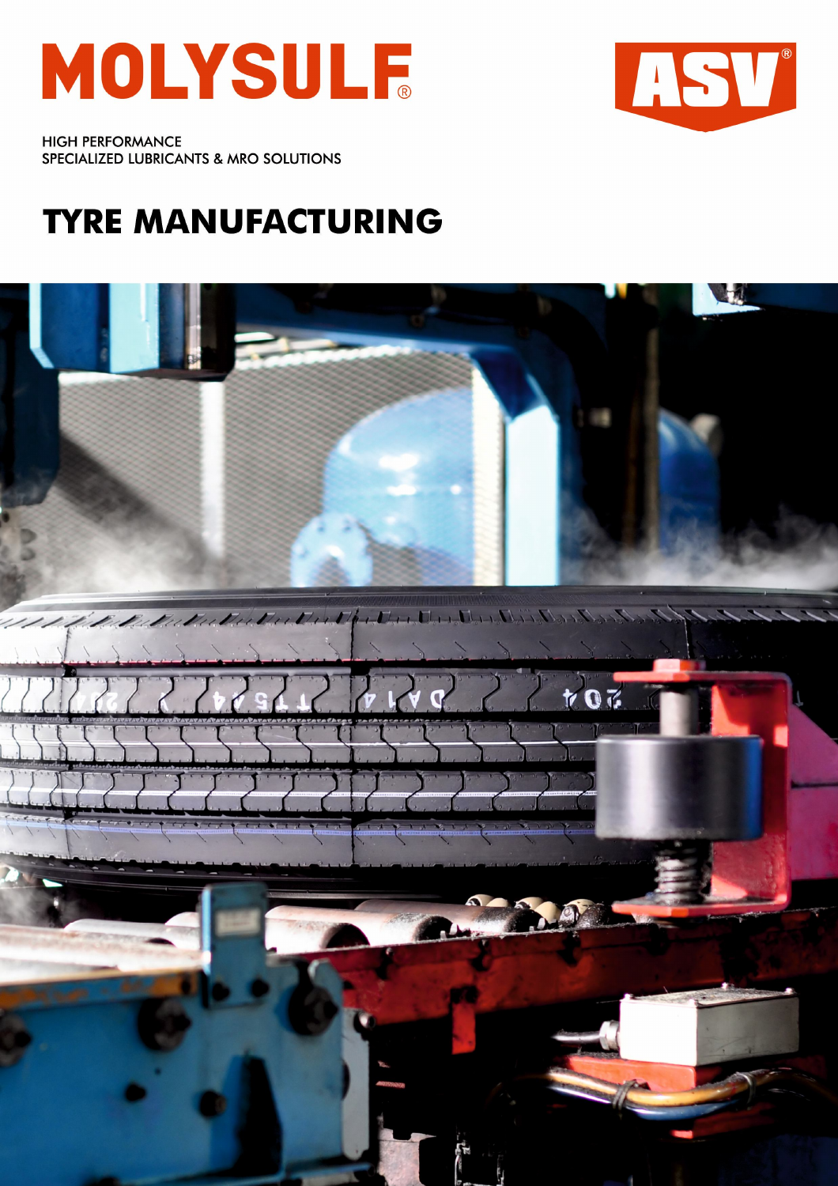# MOLYSULF®

ASV®

HIGH PERFORMANCE
SPECIALIZED LUBRICANTS & MRO SOLUTIONS

## TYRE MANUFACTURING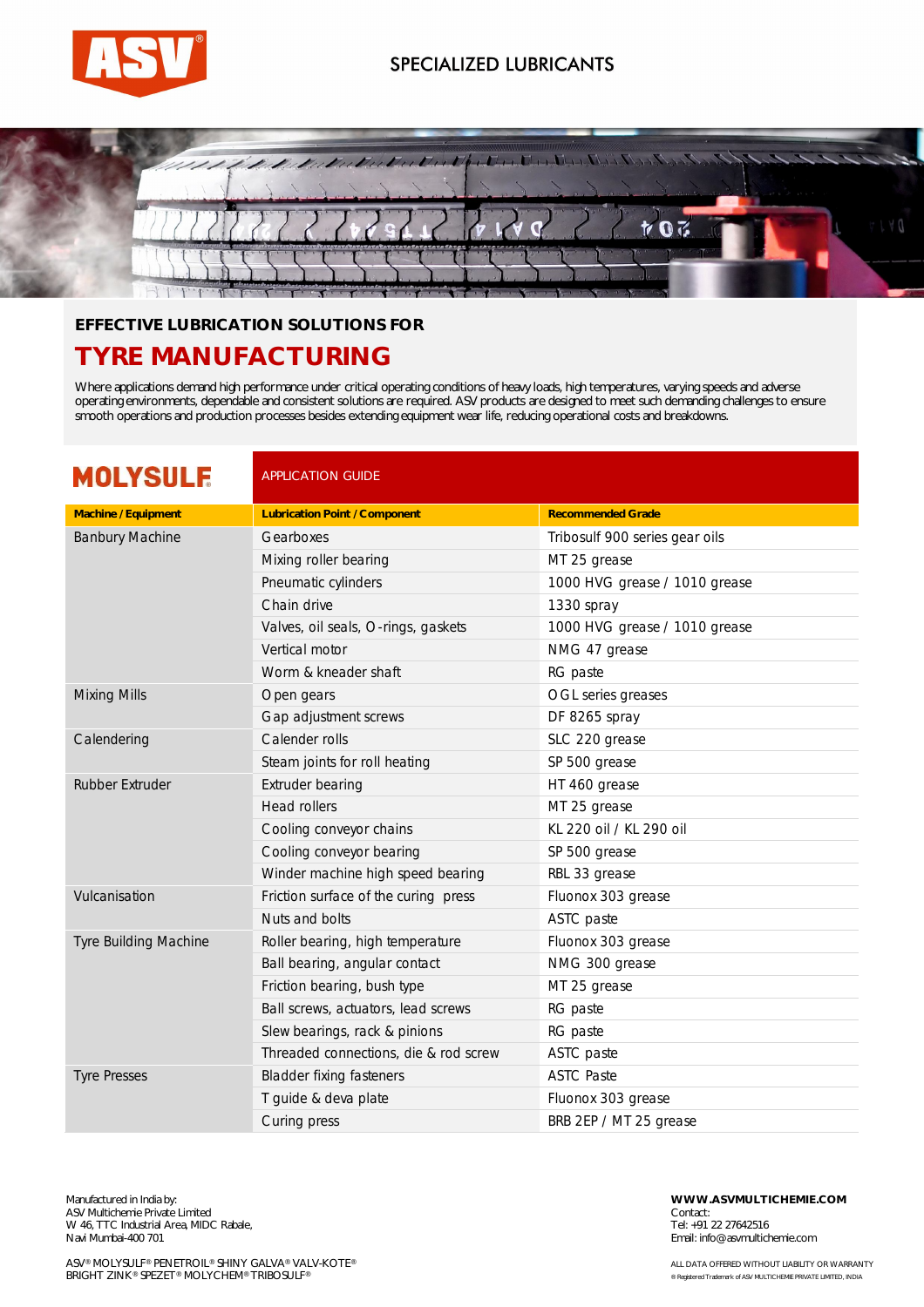SPECIALIZED LUBRICANTS

### EFFECTIVE LUBRICATION SOLUTIONS FOR

# TYRE MANUFACTURING

Where applications demand high performance under critical operating conditions of heavy loads, high temperatures, varying speeds and adverse operating environments, dependable and consistent solutions are required. ASV products are designed to meet such demanding challenges to ensure smooth operations and production processes besides extending equipment wear life, reducing operational costs and breakdowns.

**MOLYSULF** — APPLICATION GUIDE

| Machine / Equipment | Lubrication Point / Component | Recommended Grade |
|---|---|---|
| Banbury Machine | Gearboxes | Tribosulf 900 series gear oils |
| | Mixing roller bearing | MT 25 grease |
| | Pneumatic cylinders | 1000 HVG grease / 1010 grease |
| | Chain drive | 1330 spray |
| | Valves, oil seals, O-rings, gaskets | 1000 HVG grease / 1010 grease |
| | Vertical motor | NMG 47 grease |
| | Worm & kneader shaft | RG paste |
| Mixing Mills | Open gears | OGL series greases |
| | Gap adjustment screws | DF 8265 spray |
| Calendering | Calender rolls | SLC 220 grease |
| | Steam joints for roll heating | SP 500 grease |
| Rubber Extruder | Extruder bearing | HT 460 grease |
| | Head rollers | MT 25 grease |
| | Cooling conveyor chains | KL 220 oil / KL 290 oil |
| | Cooling conveyor bearing | SP 500 grease |
| | Winder machine high speed bearing | RBL 33 grease |
| Vulcanisation | Friction surface of the curing press | Fluonox 303 grease |
| | Nuts and bolts | ASTC paste |
| Tyre Building Machine | Roller bearing, high temperature | Fluonox 303 grease |
| | Ball bearing, angular contact | NMG 300 grease |
| | Friction bearing, bush type | MT 25 grease |
| | Ball screws, actuators, lead screws | RG paste |
| | Slew bearings, rack & pinions | RG paste |
| | Threaded connections, die & rod screw | ASTC paste |
| Tyre Presses | Bladder fixing fasteners | ASTC Paste |
| | T guide & deva plate | Fluonox 303 grease |
| | Curing press | BRB 2EP / MT 25 grease |

Manufactured in India by:
ASV Multichemie Private Limited
W 46, TTC Industrial Area, MIDC Rabale,
Navi Mumbai-400 701

ASV® MOLYSULF® PENETROIL® SHINY GALVA® VALV-KOTE®
BRIGHT ZINK® SPEZET® MOLYCHEM® TRIBOSULF®

**WWW.ASVMULTICHEMIE.COM**
Contact:
Tel: +91 22 27642516
Email: info@asvmultichemie.com

ALL DATA OFFERED WITHOUT LIABILITY OR WARRANTY
® Registered Trademark of ASV MULTICHEMIE PRIVATE LIMITED, INDIA